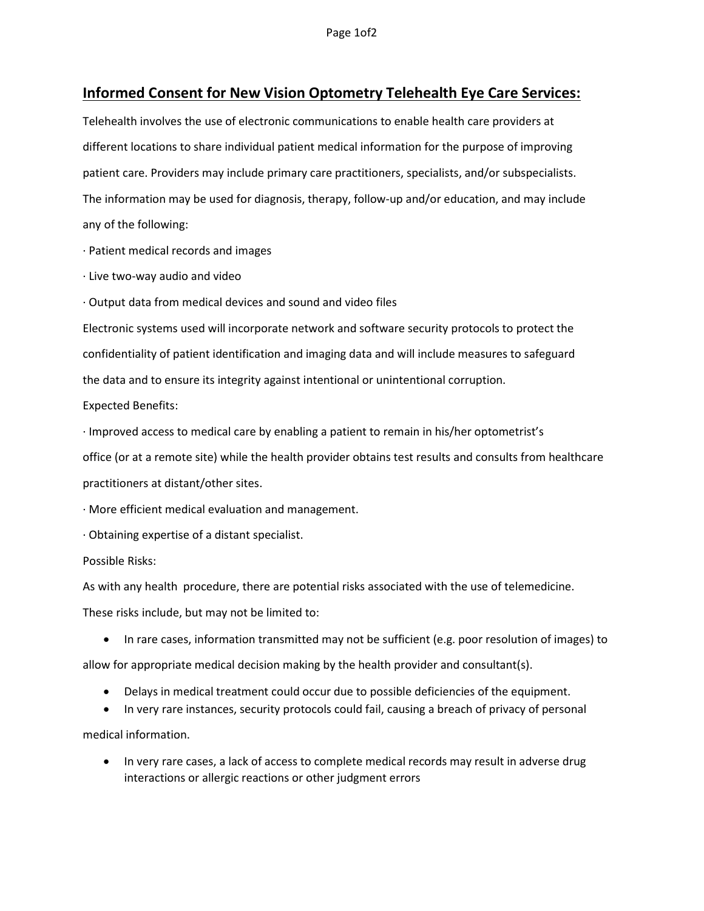## Informed Consent for New Vision Optometry Telehealth Eye Care Services:

Telehealth involves the use of electronic communications to enable health care providers at different locations to share individual patient medical information for the purpose of improving patient care. Providers may include primary care practitioners, specialists, and/or subspecialists. The information may be used for diagnosis, therapy, follow-up and/or education, and may include any of the following:

· Patient medical records and images

· Live two-way audio and video

· Output data from medical devices and sound and video files

Electronic systems used will incorporate network and software security protocols to protect the confidentiality of patient identification and imaging data and will include measures to safeguard the data and to ensure its integrity against intentional or unintentional corruption.

Expected Benefits:

· Improved access to medical care by enabling a patient to remain in his/her optometrist's office (or at a remote site) while the health provider obtains test results and consults from healthcare practitioners at distant/other sites.

· More efficient medical evaluation and management.

· Obtaining expertise of a distant specialist.

Possible Risks:

As with any health procedure, there are potential risks associated with the use of telemedicine. These risks include, but may not be limited to:

- In rare cases, information transmitted may not be sufficient (e.g. poor resolution of images) to allow for appropriate medical decision making by the health provider and consultant(s).
- Delays in medical treatment could occur due to possible deficiencies of the equipment.
- In very rare instances, security protocols could fail, causing a breach of privacy of personal medical information.
- In very rare cases, a lack of access to complete medical records may result in adverse drug interactions or allergic reactions or other judgment errors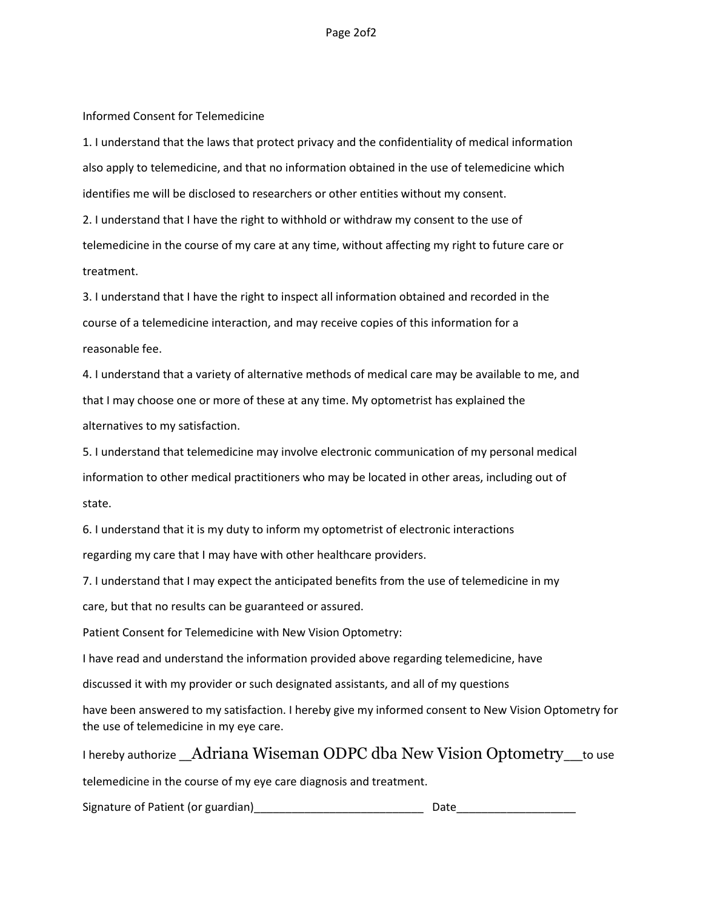Informed Consent for Telemedicine

1. I understand that the laws that protect privacy and the confidentiality of medical information also apply to telemedicine, and that no information obtained in the use of telemedicine which identifies me will be disclosed to researchers or other entities without my consent.
2. I understand that I have the right to withhold or withdraw my consent to the use of telemedicine in the course of my care at any time, without affecting my right to future care or treatment.
3. I understand that I have the right to inspect all information obtained and recorded in the course of a telemedicine interaction, and may receive copies of this information for a reasonable fee.
4. I understand that a variety of alternative methods of medical care may be available to me, and that I may choose one or more of these at any time. My optometrist has explained the alternatives to my satisfaction.
5. I understand that telemedicine may involve electronic communication of my personal medical information to other medical practitioners who may be located in other areas, including out of state.
6. I understand that it is my duty to inform my optometrist of electronic interactions regarding my care that I may have with other healthcare providers.
7. I understand that I may expect the anticipated benefits from the use of telemedicine in my care, but that no results can be guaranteed or assured.

Patient Consent for Telemedicine with New Vision Optometry:

I have read and understand the information provided above regarding telemedicine, have discussed it with my provider or such designated assistants, and all of my questions have been answered to my satisfaction. I hereby give my informed consent to New Vision Optometry for the use of telemedicine in my eye care.

I hereby authorize __Adriana Wiseman ODPC dba New Vision Optometry__to use telemedicine in the course of my eye care diagnosis and treatment.

Signature of Patient (or guardian)___________________________ Date___________________